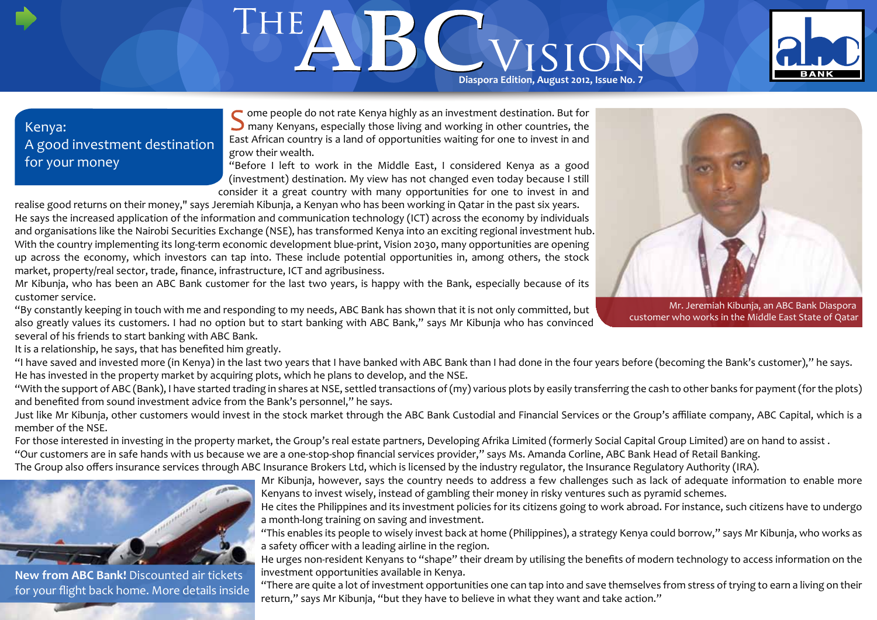# THE ABC VISION

Diaspora Edition, August 2012, Issue No. 7

## Kenya: A good investment destination for your money

Some people do not rate Kenya highly as an investment destination. But for many Kenyans, especially those living and working in other countries, the East African country is a land of opportunities waiting for one to invest in and grow their wealth.

"Before I left to work in the Middle East, I considered Kenya as a good (investment) destination. My view has not changed even today because I still consider it a great country with many opportunities for one to invest in and realise good returns on their money," says Jeremiah Kibunja, a Kenyan who has been working in Qatar in the past six years.

He says the increased application of the information and communication technology (ICT) across the economy by individuals and organisations like the Nairobi Securities Exchange (NSE), has transformed Kenya into an exciting regional investment hub.

With the country implementing its long-term economic development blue-print, Vision 2030, many opportunities are opening up across the economy, which investors can tap into. These include potential opportunities in, among others, the stock market, property/real sector, trade, finance, infrastructure, ICT and agribusiness.

Mr Kibunja, who has been an ABC Bank customer for the last two years, is happy with the Bank, especially because of its customer service.

"By constantly keeping in touch with me and responding to my needs, ABC Bank has shown that it is not only committed, but also greatly values its customers. I had no option but to start banking with ABC Bank," says Mr Kibunja who has convinced several of his friends to start banking with ABC Bank.

Mr. Jeremiah Kibunja, an ABC Bank Diaspora customer who works in the Middle East State of Qatar

It is a relationship, he says, that has benefited him greatly.

"I have saved and invested more (in Kenya) in the last two years that I have banked with ABC Bank than I had done in the four years before (becoming the Bank's customer)," he says.

He has invested in the property market by acquiring plots, which he plans to develop, and the NSE.

"With the support of ABC (Bank), I have started trading in shares at NSE, settled transactions of (my) various plots by easily transferring the cash to other banks for payment (for the plots) and benefited from sound investment advice from the Bank's personnel," he says.

Just like Mr Kibunja, other customers would invest in the stock market through the ABC Bank Custodial and Financial Services or the Group's affiliate company, ABC Capital, which is a member of the NSE.

For those interested in investing in the property market, the Group's real estate partners, Developing Afrika Limited (formerly Social Capital Group Limited) are on hand to assist .

"Our customers are in safe hands with us because we are a one-stop-shop financial services provider," says Ms. Amanda Corline, ABC Bank Head of Retail Banking.

The Group also offers insurance services through ABC Insurance Brokers Ltd, which is licensed by the industry regulator, the Insurance Regulatory Authority (IRA).

Mr Kibunja, however, says the country needs to address a few challenges such as lack of adequate information to enable more Kenyans to invest wisely, instead of gambling their money in risky ventures such as pyramid schemes.

He cites the Philippines and its investment policies for its citizens going to work abroad. For instance, such citizens have to undergo a month-long training on saving and investment.

"This enables its people to wisely invest back at home (Philippines), a strategy Kenya could borrow," says Mr Kibunja, who works as a safety officer with a leading airline in the region.

He urges non-resident Kenyans to "shape" their dream by utilising the benefits of modern technology to access information on the investment opportunities available in Kenya.

"There are quite a lot of investment opportunities one can tap into and save themselves from stress of trying to earn a living on their return," says Mr Kibunja, "but they have to believe in what they want and take action."

**New from ABC Bank!** Discounted air tickets for your flight back home. More details inside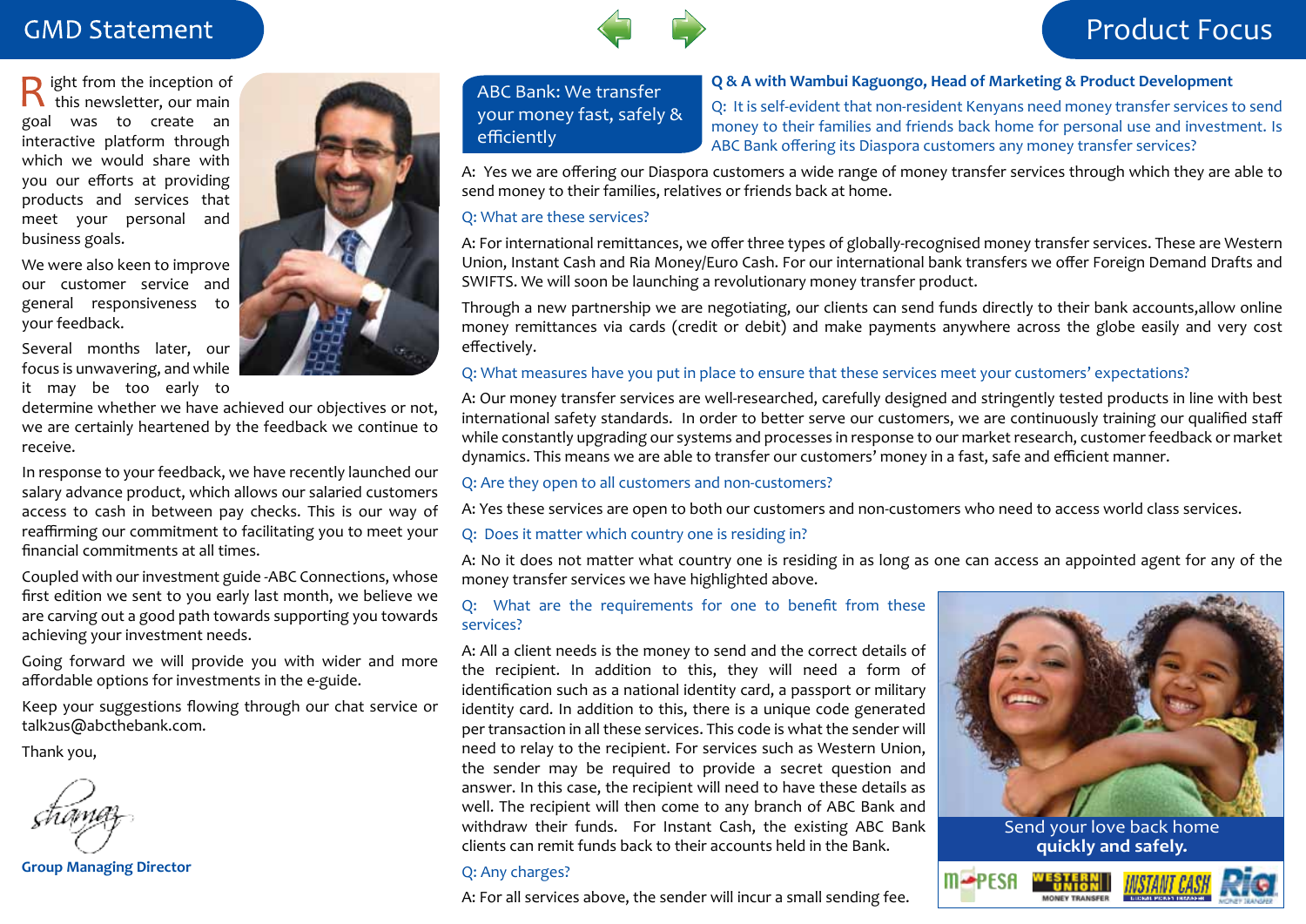## GMD Statement

Right from the inception of this newsletter, our main goal was to create an interactive platform through which we would share with you our efforts at providing products and services that meet your personal and business goals.

We were also keen to improve our customer service and general responsiveness to your feedback.

Several months later, our focus is unwavering, and while it may be too early to determine whether we have achieved our objectives or not, we are certainly heartened by the feedback we continue to receive.

In response to your feedback, we have recently launched our salary advance product, which allows our salaried customers access to cash in between pay checks. This is our way of reaffirming our commitment to facilitating you to meet your financial commitments at all times.

Coupled with our investment guide -ABC Connections, whose first edition we sent to you early last month, we believe we are carving out a good path towards supporting you towards achieving your investment needs.

Going forward we will provide you with wider and more affordable options for investments in the e-guide.

Keep your suggestions flowing through our chat service or talk2us@abcthebank.com.

Thank you,

**Group Managing Director**

## Product Focus

### ABC Bank: We transfer your money fast, safely & efficiently

**Q & A with Wambui Kaguongo, Head of Marketing & Product Development**

Q: It is self-evident that non-resident Kenyans need money transfer services to send money to their families and friends back home for personal use and investment. Is ABC Bank offering its Diaspora customers any money transfer services?

A: Yes we are offering our Diaspora customers a wide range of money transfer services through which they are able to send money to their families, relatives or friends back at home.

Q: What are these services?

A: For international remittances, we offer three types of globally-recognised money transfer services. These are Western Union, Instant Cash and Ria Money/Euro Cash. For our international bank transfers we offer Foreign Demand Drafts and SWIFTS. We will soon be launching a revolutionary money transfer product.

Through a new partnership we are negotiating, our clients can send funds directly to their bank accounts,allow online money remittances via cards (credit or debit) and make payments anywhere across the globe easily and very cost effectively.

Q: What measures have you put in place to ensure that these services meet your customers' expectations?

A: Our money transfer services are well-researched, carefully designed and stringently tested products in line with best international safety standards. In order to better serve our customers, we are continuously training our qualified staff while constantly upgrading our systems and processes in response to our market research, customer feedback or market dynamics. This means we are able to transfer our customers' money in a fast, safe and efficient manner.

Q: Are they open to all customers and non-customers?

A: Yes these services are open to both our customers and non-customers who need to access world class services.

Q: Does it matter which country one is residing in?

A: No it does not matter what country one is residing in as long as one can access an appointed agent for any of the money transfer services we have highlighted above.

Q: What are the requirements for one to benefit from these services?

A: All a client needs is the money to send and the correct details of the recipient. In addition to this, they will need a form of identification such as a national identity card, a passport or military identity card. In addition to this, there is a unique code generated per transaction in all these services. This code is what the sender will need to relay to the recipient. For services such as Western Union, the sender may be required to provide a secret question and answer. In this case, the recipient will need to have these details as well. The recipient will then come to any branch of ABC Bank and withdraw their funds. For Instant Cash, the existing ABC Bank clients can remit funds back to their accounts held in the Bank.

Q: Any charges?

A: For all services above, the sender will incur a small sending fee.

Send your love back home quickly and safely.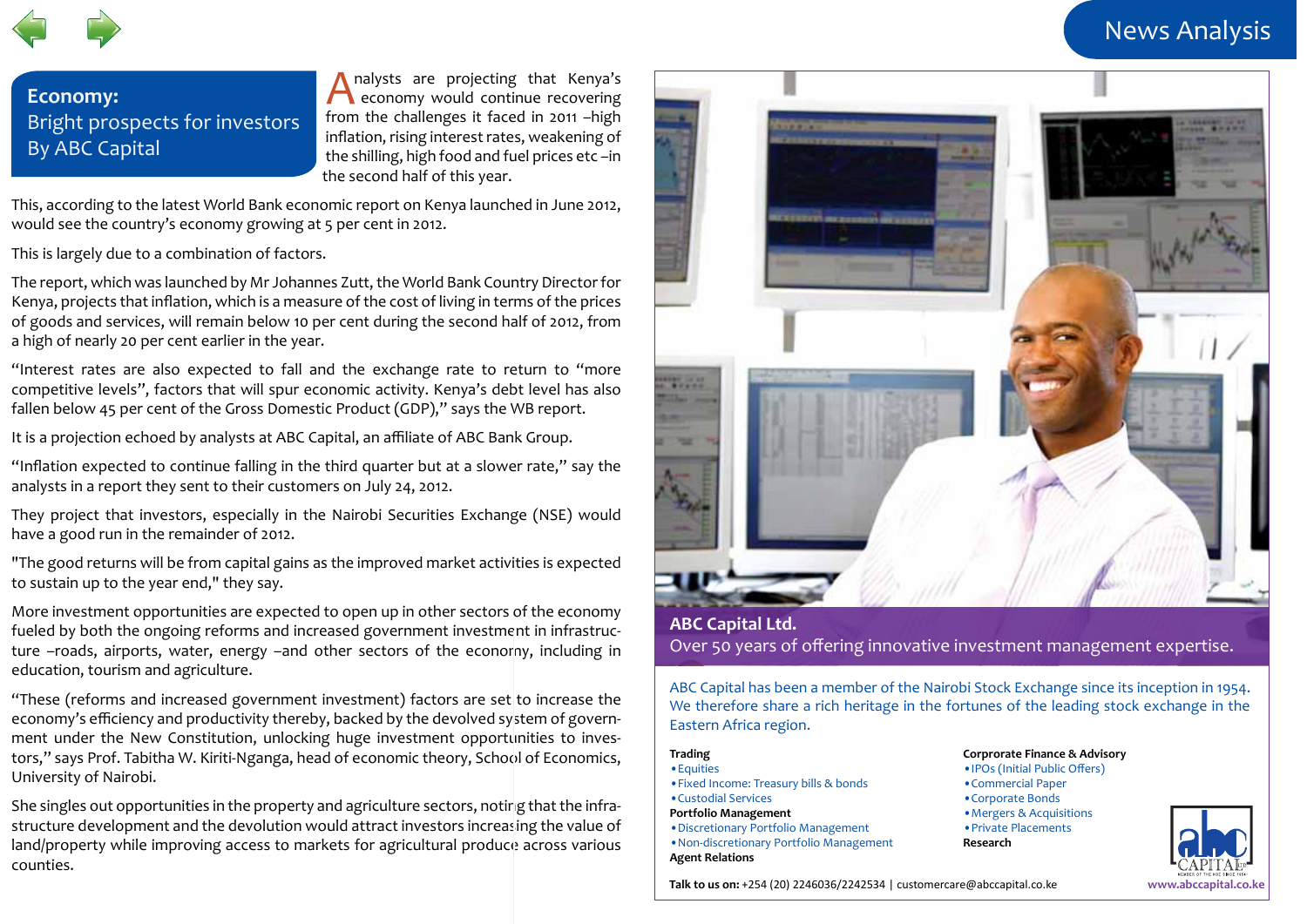## Economy: Bright prospects for investors By ABC Capital

Analysts are projecting that Kenya's economy would continue recovering from the challenges it faced in 2011 –high inflation, rising interest rates, weakening of the shilling, high food and fuel prices etc –in the second half of this year.

This, according to the latest World Bank economic report on Kenya launched in June 2012, would see the country's economy growing at 5 per cent in 2012.

This is largely due to a combination of factors.

The report, which was launched by Mr Johannes Zutt, the World Bank Country Director for Kenya, projects that inflation, which is a measure of the cost of living in terms of the prices of goods and services, will remain below 10 per cent during the second half of 2012, from a high of nearly 20 per cent earlier in the year.

"Interest rates are also expected to fall and the exchange rate to return to "more competitive levels", factors that will spur economic activity. Kenya's debt level has also fallen below 45 per cent of the Gross Domestic Product (GDP)," says the WB report.

It is a projection echoed by analysts at ABC Capital, an affiliate of ABC Bank Group.

"Inflation expected to continue falling in the third quarter but at a slower rate," say the analysts in a report they sent to their customers on July 24, 2012.

They project that investors, especially in the Nairobi Securities Exchange (NSE) would have a good run in the remainder of 2012.

"The good returns will be from capital gains as the improved market activities is expected to sustain up to the year end," they say.

More investment opportunities are expected to open up in other sectors of the economy fueled by both the ongoing reforms and increased government investment in infrastructure –roads, airports, water, energy –and other sectors of the economy, including in education, tourism and agriculture.

"These (reforms and increased government investment) factors are set to increase the economy's efficiency and productivity thereby, backed by the devolved system of government under the New Constitution, unlocking huge investment opportunities to investors," says Prof. Tabitha W. Kiriti-Nganga, head of economic theory, School of Economics, University of Nairobi.

She singles out opportunities in the property and agriculture sectors, noting that the infrastructure development and the devolution would attract investors increasing the value of land/property while improving access to markets for agricultural produce across various counties.

**ABC Capital Ltd.**
Over 50 years of offering innovative investment management expertise.

ABC Capital has been a member of the Nairobi Stock Exchange since its inception in 1954. We therefore share a rich heritage in the fortunes of the leading stock exchange in the Eastern Africa region.

**Trading**
- Equities
- Fixed Income: Treasury bills & bonds
- Custodial Services

**Portfolio Management**
- Discretionary Portfolio Management
- Non-discretionary Portfolio Management

**Agent Relations**

**Corprorate Finance & Advisory**
- IPOs (Initial Public Offers)
- Commercial Paper
- Corporate Bonds
- Mergers & Acquisitions
- Private Placements

**Research**

**Talk to us on:** +254 (20) 2246036/2242534 | customercare@abccapital.co.ke

www.abccapital.co.ke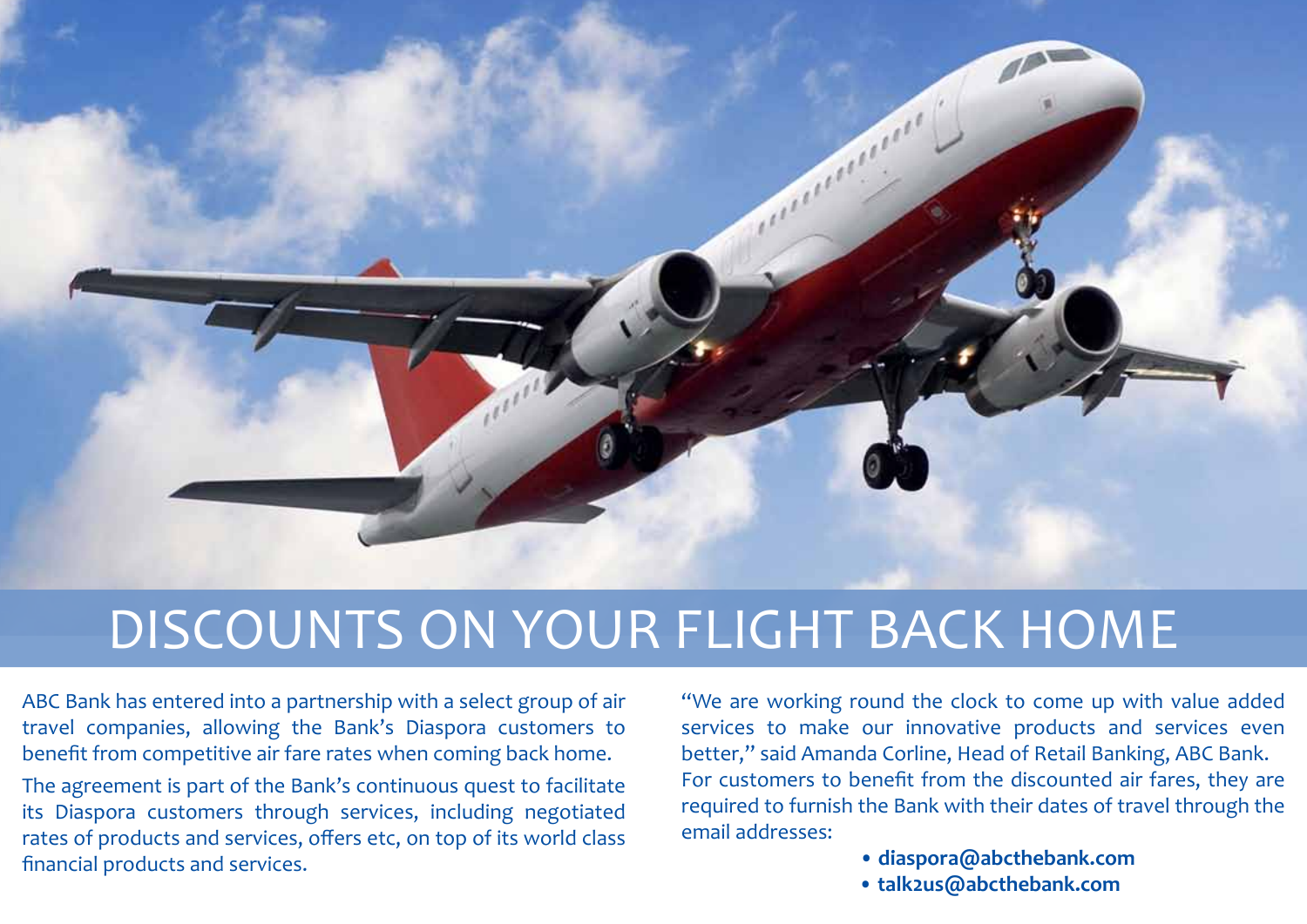# DISCOUNTS ON YOUR FLIGHT BACK HOME

ABC Bank has entered into a partnership with a select group of air travel companies, allowing the Bank's Diaspora customers to benefit from competitive air fare rates when coming back home.

The agreement is part of the Bank's continuous quest to facilitate its Diaspora customers through services, including negotiated rates of products and services, offers etc, on top of its world class financial products and services.

"We are working round the clock to come up with value added services to make our innovative products and services even better," said Amanda Corline, Head of Retail Banking, ABC Bank.

For customers to benefit from the discounted air fares, they are required to furnish the Bank with their dates of travel through the email addresses:

- **diaspora@abcthebank.com**
- **talk2us@abcthebank.com**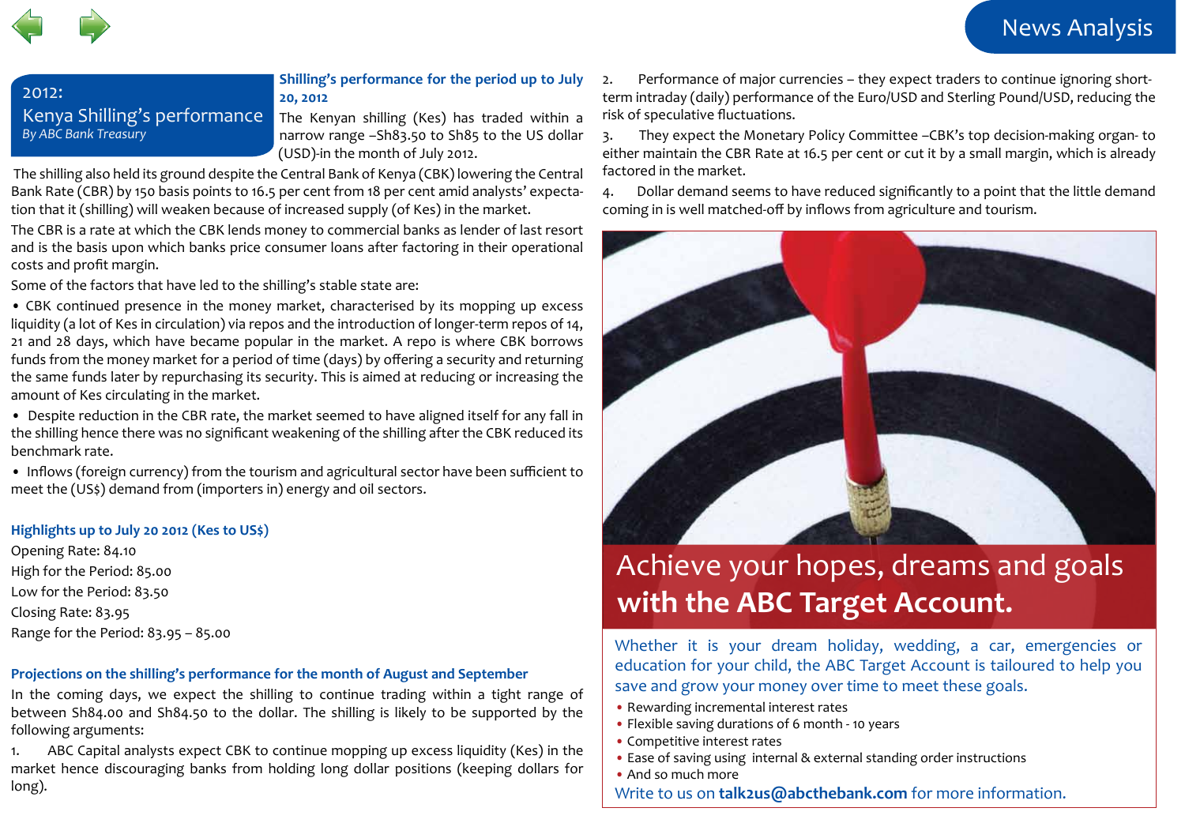## 2012: Kenya Shilling's performance

*By ABC Bank Treasury*

### Shilling's performance for the period up to July 20, 2012

The Kenyan shilling (Kes) has traded within a narrow range –Sh83.50 to Sh85 to the US dollar (USD)-in the month of July 2012.

The shilling also held its ground despite the Central Bank of Kenya (CBK) lowering the Central Bank Rate (CBR) by 150 basis points to 16.5 per cent from 18 per cent amid analysts' expectation that it (shilling) will weaken because of increased supply (of Kes) in the market.

The CBR is a rate at which the CBK lends money to commercial banks as lender of last resort and is the basis upon which banks price consumer loans after factoring in their operational costs and profit margin.

Some of the factors that have led to the shilling's stable state are:

- CBK continued presence in the money market, characterised by its mopping up excess liquidity (a lot of Kes in circulation) via repos and the introduction of longer-term repos of 14, 21 and 28 days, which have became popular in the market. A repo is where CBK borrows funds from the money market for a period of time (days) by offering a security and returning the same funds later by repurchasing its security. This is aimed at reducing or increasing the amount of Kes circulating in the market.
- Despite reduction in the CBR rate, the market seemed to have aligned itself for any fall in the shilling hence there was no significant weakening of the shilling after the CBK reduced its benchmark rate.
- Inflows (foreign currency) from the tourism and agricultural sector have been sufficient to meet the (US$) demand from (importers in) energy and oil sectors.

### Highlights up to July 20 2012 (Kes to US$)

Opening Rate: 84.10
High for the Period: 85.00
Low for the Period: 83.50
Closing Rate: 83.95
Range for the Period: 83.95 – 85.00

### Projections on the shilling's performance for the month of August and September

In the coming days, we expect the shilling to continue trading within a tight range of between Sh84.00 and Sh84.50 to the dollar. The shilling is likely to be supported by the following arguments:

1. ABC Capital analysts expect CBK to continue mopping up excess liquidity (Kes) in the market hence discouraging banks from holding long dollar positions (keeping dollars for long).
2. Performance of major currencies – they expect traders to continue ignoring short-term intraday (daily) performance of the Euro/USD and Sterling Pound/USD, reducing the risk of speculative fluctuations.
3. They expect the Monetary Policy Committee –CBK's top decision-making organ- to either maintain the CBR Rate at 16.5 per cent or cut it by a small margin, which is already factored in the market.
4. Dollar demand seems to have reduced significantly to a point that the little demand coming in is well matched-off by inflows from agriculture and tourism.

Achieve your hopes, dreams and goals **with the ABC Target Account.**

Whether it is your dream holiday, wedding, a car, emergencies or education for your child, the ABC Target Account is tailoured to help you save and grow your money over time to meet these goals.

- Rewarding incremental interest rates
- Flexible saving durations of 6 month - 10 years
- Competitive interest rates
- Ease of saving using internal & external standing order instructions
- And so much more

Write to us on **talk2us@abcthebank.com** for more information.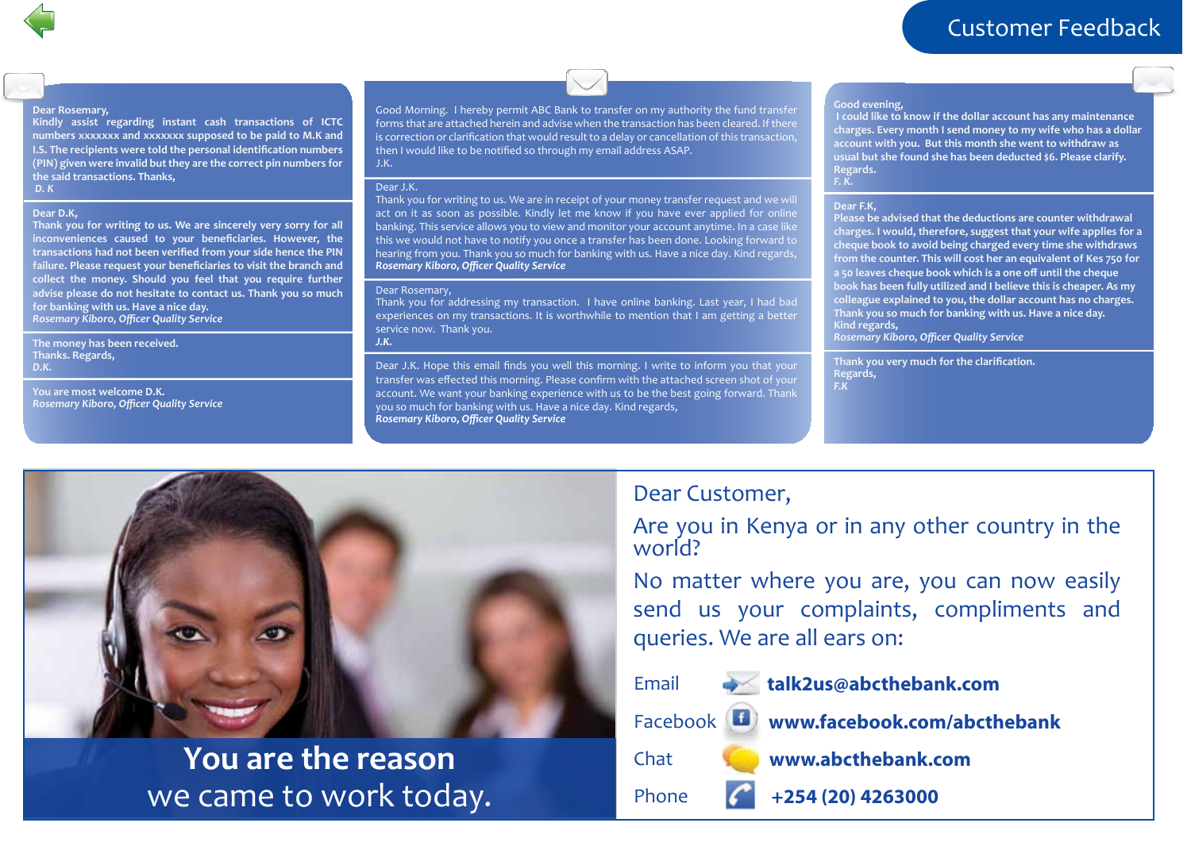# Customer Feedback

Dear Rosemary,
Kindly assist regarding instant cash transactions of ICTC numbers xxxxxxx and xxxxxxx supposed to be paid to M.K and I.S. The recipients were told the personal identification numbers (PIN) given were invalid but they are the correct pin numbers for the said transactions. Thanks,
D. K

Dear D.K,
Thank you for writing to us. We are sincerely very sorry for all inconveniences caused to your beneficiaries. However, the transactions had not been verified from your side hence the PIN failure. Please request your beneficiaries to visit the branch and collect the money. Should you feel that you require further advise please do not hesitate to contact us. Thank you so much for banking with us. Have a nice day.
*Rosemary Kiboro, Officer Quality Service*

The money has been received.
Thanks. Regards,
D.K.

You are most welcome D.K.
*Rosemary Kiboro, Officer Quality Service*

Good Morning. I hereby permit ABC Bank to transfer on my authority the fund transfer forms that are attached herein and advise when the transaction has been cleared. If there is correction or clarification that would result to a delay or cancellation of this transaction, then I would like to be notified so through my email address ASAP.
J.K.

Dear J.K.
Thank you for writing to us. We are in receipt of your money transfer request and we will act on it as soon as possible. Kindly let me know if you have ever applied for online banking. This service allows you to view and monitor your account anytime. In a case like this we would not have to notify you once a transfer has been done. Looking forward to hearing from you. Thank you so much for banking with us. Have a nice day. Kind regards,
*Rosemary Kiboro, Officer Quality Service*

Dear Rosemary,
Thank you for addressing my transaction. I have online banking. Last year, I had bad experiences on my transactions. It is worthwhile to mention that I am getting a better service now. Thank you.
J.K.

Dear J.K. Hope this email finds you well this morning. I write to inform you that your transfer was effected this morning. Please confirm with the attached screen shot of your account. We want your banking experience with us to be the best going forward. Thank you so much for banking with us. Have a nice day. Kind regards,
*Rosemary Kiboro, Officer Quality Service*

Good evening,
I could like to know if the dollar account has any maintenance charges. Every month I send money to my wife who has a dollar account with you. But this month she went to withdraw as usual but she found she has been deducted $6. Please clarify.
Regards.
F. K.

Dear F.K,
Please be advised that the deductions are counter withdrawal charges. I would, therefore, suggest that your wife applies for a cheque book to avoid being charged every time she withdraws from the counter. This will cost her an equivalent of Kes 750 for a 50 leaves cheque book which is a one off until the cheque book has been fully utilized and I believe this is cheaper. As my colleague explained to you, the dollar account has no charges. Thank you so much for banking with us. Have a nice day.
Kind regards,
*Rosemary Kiboro, Officer Quality Service*

Thank you very much for the clarification.
Regards,
F.K

**You are the reason**
we came to work today.

Dear Customer,

Are you in Kenya or in any other country in the world?

No matter where you are, you can now easily send us your complaints, compliments and queries. We are all ears on:

Email **talk2us@abcthebank.com**

Facebook **www.facebook.com/abcthebank**

Chat **www.abcthebank.com**

Phone **+254 (20) 4263000**